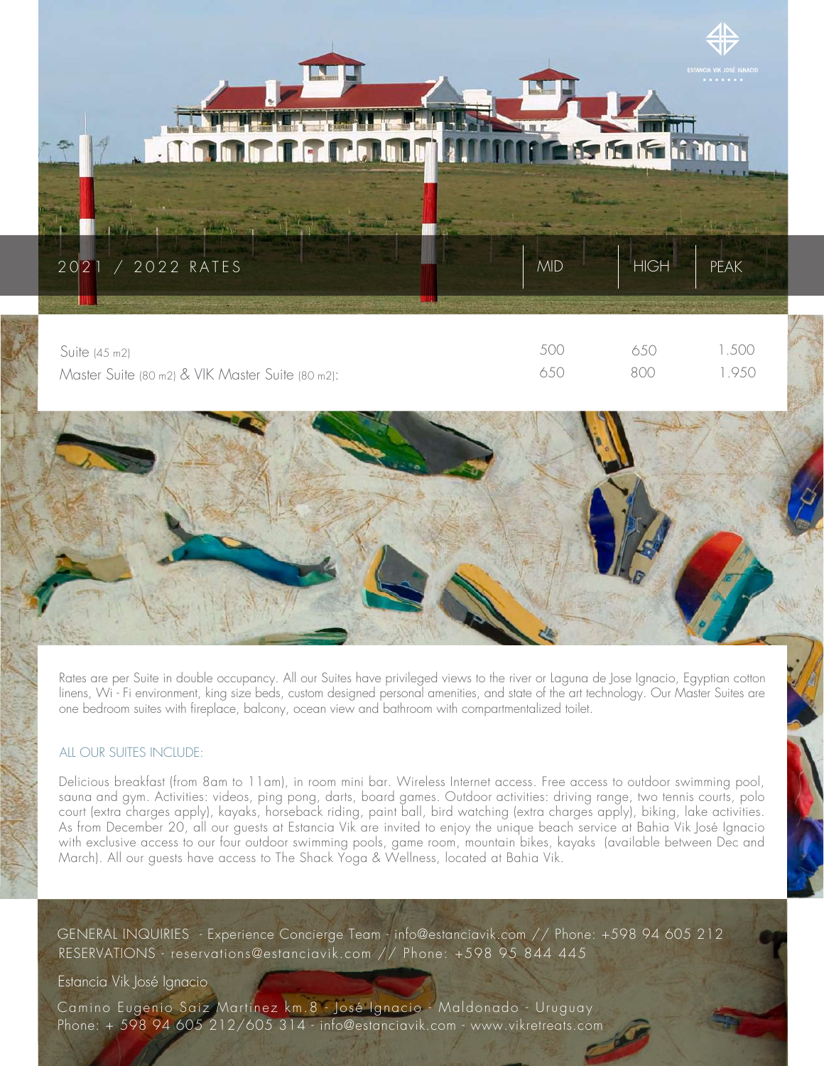# 2021 / 2022 RATES

| | MID | HIGH | PEAK |
|---|---|---|---|
| Suite (45 m2) | 500 | 650 | 1.500 |
| Master Suite (80 m2) & VIK Master Suite (80 m2): | 650 | 800 | 1.950 |

Rates are per Suite in double occupancy. All our Suites have privileged views to the river or Laguna de Jose Ignacio, Egyptian cotton linens, Wi - Fi environment, king size beds, custom designed personal amenities, and state of the art technology. Our Master Suites are one bedroom suites with fireplace, balcony, ocean view and bathroom with compartmentalized toilet.

## ALL OUR SUITES INCLUDE:

Delicious breakfast (from 8am to 11am), in room mini bar. Wireless Internet access. Free access to outdoor swimming pool, sauna and gym. Activities: videos, ping pong, darts, board games. Outdoor activities: driving range, two tennis courts, polo court (extra charges apply), kayaks, horseback riding, paint ball, bird watching (extra charges apply), biking, lake activities. As from December 20, all our guests at Estancia Vik are invited to enjoy the unique beach service at Bahia Vik José Ignacio with exclusive access to our four outdoor swimming pools, game room, mountain bikes, kayaks (available between Dec and March). All our guests have access to The Shack Yoga & Wellness, located at Bahia Vik.

GENERAL INQUIRIES - Experience Concierge Team - info@estanciavik.com // Phone: +598 94 605 212
RESERVATIONS - reservations@estanciavik.com // Phone: +598 95 844 445

Estancia Vik José Ignacio

Camino Eugenio Saiz Martinez km.8 - José Ignacio - Maldonado - Uruguay
Phone: + 598 94 605 212/605 314 - info@estanciavik.com - www.vikretreats.com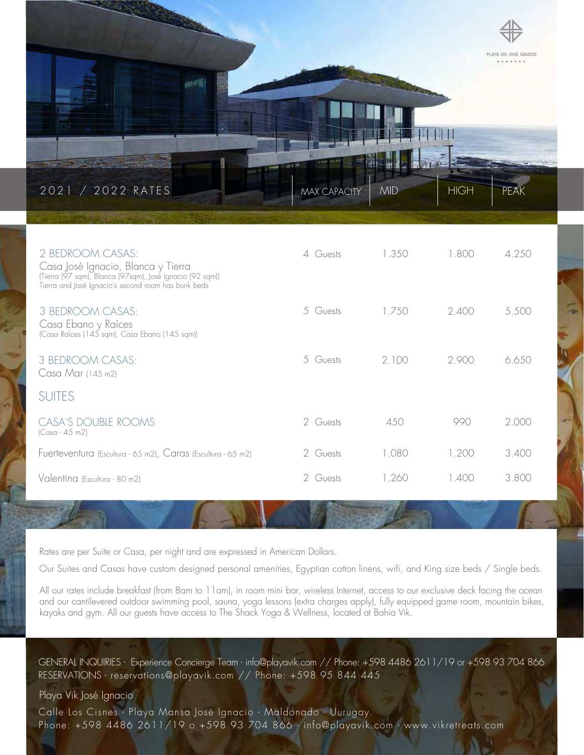PLAYA VIK JOSÉ IGNACIO

## 2021 / 2022 RATES

| | MAX CAPACITY | MID | HIGH | PEAK |
|---|---|---|---|---|
| 2 BEDROOM CASAS:<br>Casa José Ignacio, Blanca y Tierra<br>(Tierra (97 sqm), Blanca (97sqm), José Ignacio (92 sqm))<br>Tierra and José Ignacio's second room has bunk beds | 4 Guests | 1.350 | 1.800 | 4.250 |
| 3 BEDROOM CASAS:<br>Casa Ebano y Raíces<br>(Casa Raíces (145 sqm), Casa Ebano (145 sqm)) | 5 Guests | 1.750 | 2.400 | 5.500 |
| 3 BEDROOM CASAS:<br>Casa Mar (145 m2) | 5 Guests | 2.100 | 2.900 | 6.650 |
| SUITES | | | | |
| CASA'S DOUBLE ROOMS<br>(Casa - 45 m2) | 2 Guests | 450 | 990 | 2.000 |
| Fuerteventura (Escultura - 65 m2), Caras (Escultura - 65 m2) | 2 Guests | 1.080 | 1.200 | 3.400 |
| Valentina (Escultura - 80 m2) | 2 Guests | 1.260 | 1.400 | 3.800 |

Rates are per Suite or Casa, per night and are expressed in American Dollars.

Our Suites and Casas have custom designed personal amenities, Egyptian cotton linens, wifi, and King size beds / Single beds.

All our rates include breakfast (from 8am to 11am), in room mini bar, wireless Internet, access to our exclusive deck facing the ocean and our cantilevered outdoor swimming pool, sauna, yoga lessons (extra charges apply), fully equipped game room, mountain bikes, kayaks and gym. All our guests have access to The Shack Yoga & Wellness, located at Bahia Vik.

GENERAL INQUIRIES - Experience Concierge Team - info@playavik.com // Phone: +598 4486 2611/19 or +598 93 704 866
RESERVATIONS - reservations@playavik.com // Phone: +598 95 844 445

Playa Vik José Ignacio

Calle Los Cisnes - Playa Mansa José Ignacio - Maldonado - Uurugay.
Phone: +598 4486 2611/19 o +598 93 704 866 - info@playavik.com - www.vikretreats.com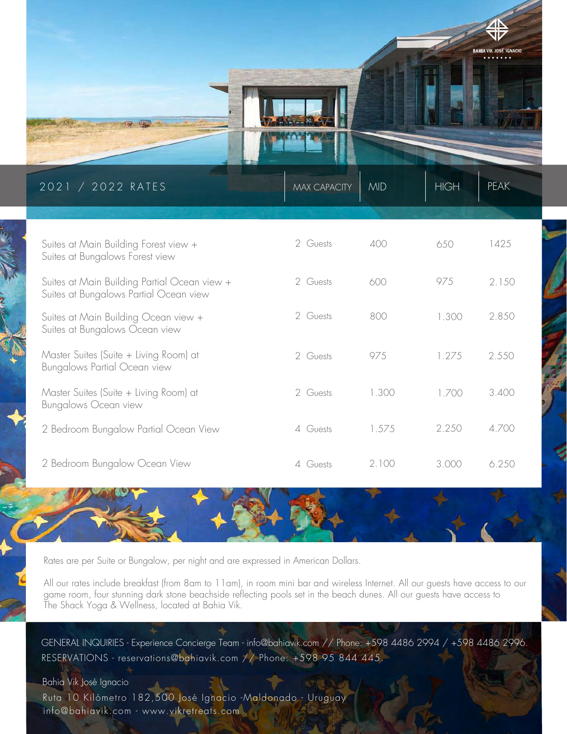BAHIA VIK JOSÉ IGNACIO

| 2021 / 2022 RATES | MAX CAPACITY | MID | HIGH | PEAK |
| --- | --- | --- | --- | --- |
| Suites at Main Building Forest view + Suites at Bungalows Forest view | 2 Guests | 400 | 650 | 1425 |
| Suites at Main Building Partial Ocean view + Suites at Bungalows Partial Ocean view | 2 Guests | 600 | 975 | 2.150 |
| Suites at Main Building Ocean view + Suites at Bungalows Ocean view | 2 Guests | 800 | 1.300 | 2.850 |
| Master Suites (Suite + Living Room) at Bungalows Partial Ocean view | 2 Guests | 975 | 1.275 | 2.550 |
| Master Suites (Suite + Living Room) at Bungalows Ocean view | 2 Guests | 1.300 | 1.700 | 3.400 |
| 2 Bedroom Bungalow Partial Ocean View | 4 Guests | 1.575 | 2.250 | 4.700 |
| 2 Bedroom Bungalow Ocean View | 4 Guests | 2.100 | 3.000 | 6.250 |

Rates are per Suite or Bungalow, per night and are expressed in American Dollars.

All our rates include breakfast (from 8am to 11am), in room mini bar and wireless Internet. All our guests have access to our game room, four stunning dark stone beachside reflecting pools set in the beach dunes. All our guests have access to The Shack Yoga & Wellness, located at Bahia Vik.

GENERAL INQUIRIES - Experience Concierge Team - info@bahiavik.com // Phone: +598 4486 2994 / +598 4486 2996.
RESERVATIONS - reservations@bahiavik.com // Phone: +598 95 844 445.

Bahia Vik José Ignacio
Ruta 10 Kilómetro 182,500 José Ignacio -Maldonado - Uruguay
info@bahiavik.com - www.vikretreats.com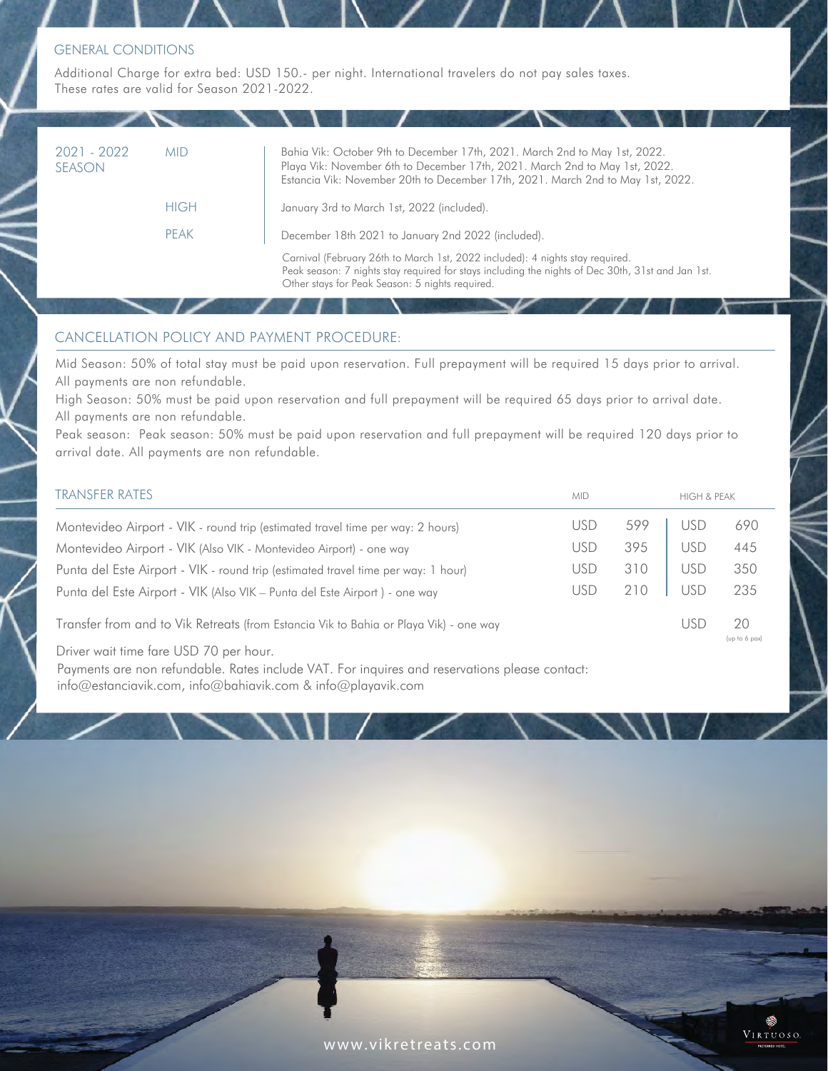## GENERAL CONDITIONS

Additional Charge for extra bed: USD 150.- per night. International travelers do not pay sales taxes.
These rates are valid for Season 2021-2022.

| | | |
|---|---|---|
| 2021 - 2022 SEASON | MID | Bahia Vik: October 9th to December 17th, 2021. March 2nd to May 1st, 2022.<br>Playa Vik: November 6th to December 17th, 2021. March 2nd to May 1st, 2022.<br>Estancia Vik: November 20th to December 17th, 2021. March 2nd to May 1st, 2022. |
| | HIGH | January 3rd to March 1st, 2022 (included). |
| | PEAK | December 18th 2021 to January 2nd 2022 (included). |

Carnival (February 26th to March 1st, 2022 included): 4 nights stay required.
Peak season: 7 nights stay required for stays including the nights of Dec 30th, 31st and Jan 1st.
Other stays for Peak Season: 5 nights required.

## CANCELLATION POLICY AND PAYMENT PROCEDURE:

Mid Season: 50% of total stay must be paid upon reservation. Full prepayment will be required 15 days prior to arrival. All payments are non refundable.
High Season: 50% must be paid upon reservation and full prepayment will be required 65 days prior to arrival date. All payments are non refundable.
Peak season: Peak season: 50% must be paid upon reservation and full prepayment will be required 120 days prior to arrival date. All payments are non refundable.

## TRANSFER RATES

| TRANSFER RATES | MID | HIGH & PEAK |
|---|---|---|
| Montevideo Airport - VIK - round trip (estimated travel time per way: 2 hours) | USD 599 | USD 690 |
| Montevideo Airport - VIK (Also VIK - Montevideo Airport) - one way | USD 395 | USD 445 |
| Punta del Este Airport - VIK - round trip (estimated travel time per way: 1 hour) | USD 310 | USD 350 |
| Punta del Este Airport - VIK (Also VIK – Punta del Este Airport ) - one way | USD 210 | USD 235 |
| Transfer from and to Vik Retreats (from Estancia Vik to Bahia or Playa Vik) - one way | | USD 20 (up to 6 pax) |

Driver wait time fare USD 70 per hour.

Payments are non refundable. Rates include VAT. For inquires and reservations please contact: info@estanciavik.com, info@bahiavik.com & info@playavik.com

www.vikretreats.com